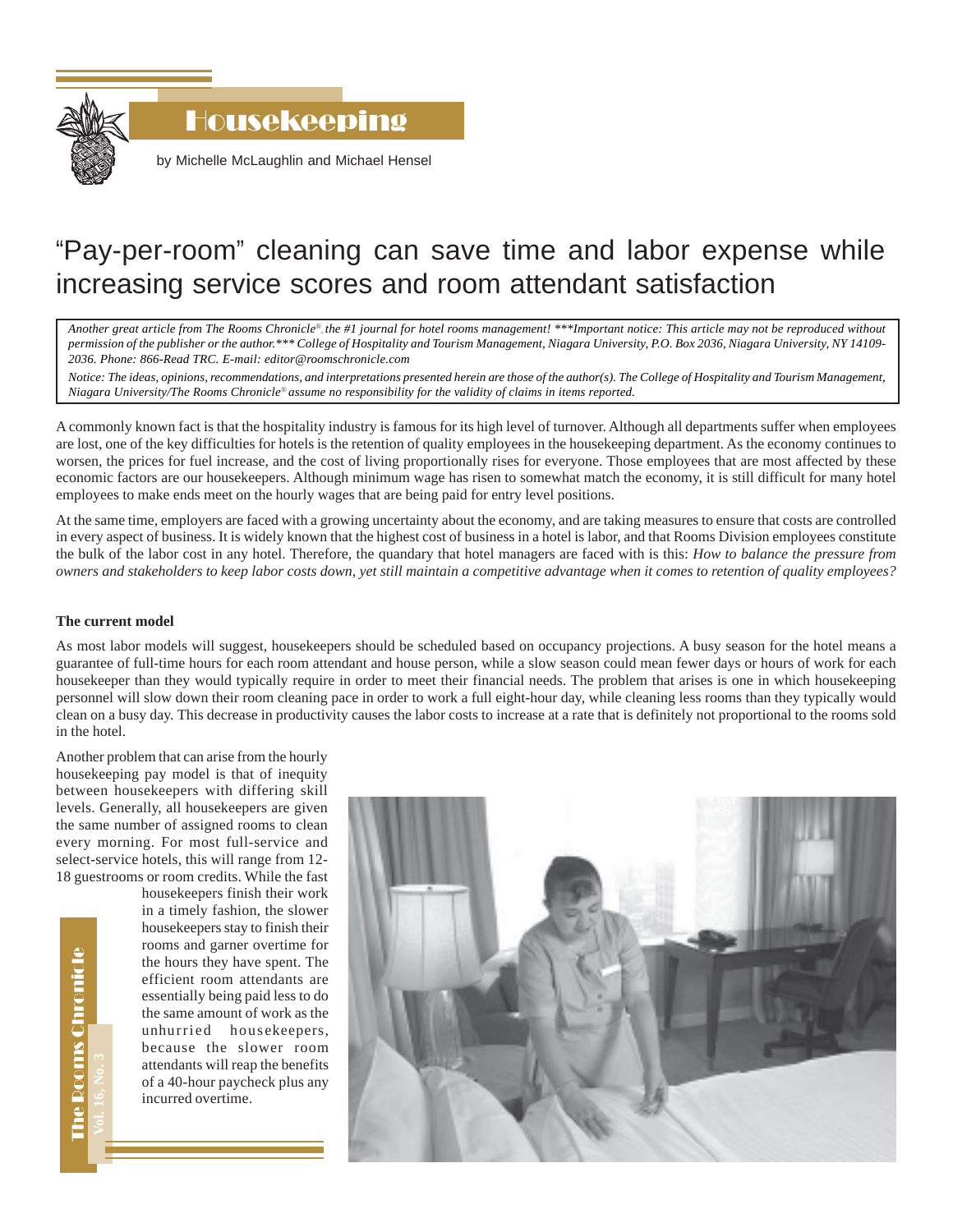# Housekeeping

by Michelle McLaughlin and Michael Hensel

## "Pay-per-room" cleaning can save time and labor expense while increasing service scores and room attendant satisfaction

*Another great article from The Rooms Chronicle®, the #1 journal for hotel rooms management! \*\*\*Important notice: This article may not be reproduced without permission of the publisher or the author.\*\*\* College of Hospitality and Tourism Management, Niagara University, P.O. Box 2036, Niagara University, NY 14109-2036. Phone: 866-Read TRC. E-mail: editor@roomschronicle.com*

*Notice: The ideas, opinions, recommendations, and interpretations presented herein are those of the author(s). The College of Hospitality and Tourism Management, Niagara University/The Rooms Chronicle® assume no responsibility for the validity of claims in items reported.*

A commonly known fact is that the hospitality industry is famous for its high level of turnover. Although all departments suffer when employees are lost, one of the key difficulties for hotels is the retention of quality employees in the housekeeping department. As the economy continues to worsen, the prices for fuel increase, and the cost of living proportionally rises for everyone. Those employees that are most affected by these economic factors are our housekeepers. Although minimum wage has risen to somewhat match the economy, it is still difficult for many hotel employees to make ends meet on the hourly wages that are being paid for entry level positions.

At the same time, employers are faced with a growing uncertainty about the economy, and are taking measures to ensure that costs are controlled in every aspect of business. It is widely known that the highest cost of business in a hotel is labor, and that Rooms Division employees constitute the bulk of the labor cost in any hotel. Therefore, the quandary that hotel managers are faced with is this: *How to balance the pressure from owners and stakeholders to keep labor costs down, yet still maintain a competitive advantage when it comes to retention of quality employees?*

**The current model**

As most labor models will suggest, housekeepers should be scheduled based on occupancy projections. A busy season for the hotel means a guarantee of full-time hours for each room attendant and house person, while a slow season could mean fewer days or hours of work for each housekeeper than they would typically require in order to meet their financial needs. The problem that arises is one in which housekeeping personnel will slow down their room cleaning pace in order to work a full eight-hour day, while cleaning less rooms than they typically would clean on a busy day. This decrease in productivity causes the labor costs to increase at a rate that is definitely not proportional to the rooms sold in the hotel.

Another problem that can arise from the hourly housekeeping pay model is that of inequity between housekeepers with differing skill levels. Generally, all housekeepers are given the same number of assigned rooms to clean every morning. For most full-service and select-service hotels, this will range from 12-18 guestrooms or room credits. While the fast housekeepers finish their work in a timely fashion, the slower housekeepers stay to finish their rooms and garner overtime for the hours they have spent. The efficient room attendants are essentially being paid less to do the same amount of work as the unhurried housekeepers, because the slower room attendants will reap the benefits of a 40-hour paycheck plus any incurred overtime.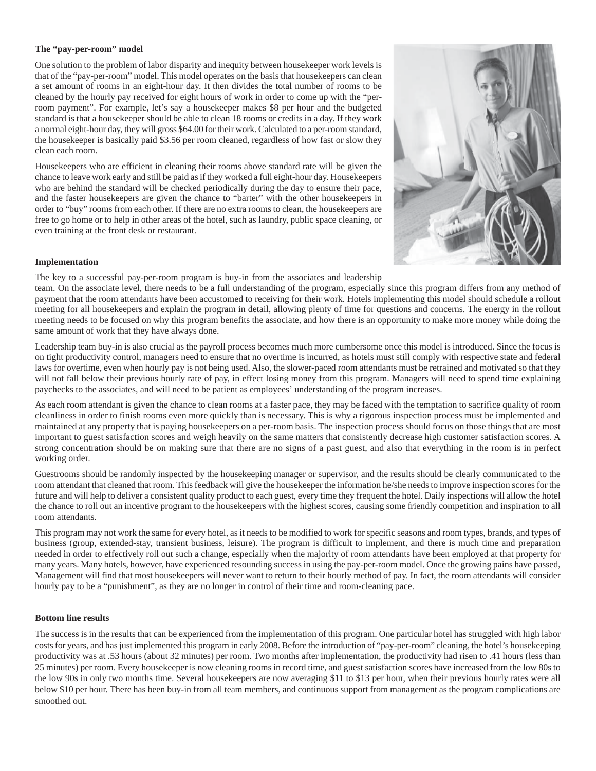**The "pay-per-room" model**

One solution to the problem of labor disparity and inequity between housekeeper work levels is that of the "pay-per-room" model. This model operates on the basis that housekeepers can clean a set amount of rooms in an eight-hour day. It then divides the total number of rooms to be cleaned by the hourly pay received for eight hours of work in order to come up with the "per-room payment". For example, let's say a housekeeper makes $8 per hour and the budgeted standard is that a housekeeper should be able to clean 18 rooms or credits in a day. If they work a normal eight-hour day, they will gross $64.00 for their work. Calculated to a per-room standard, the housekeeper is basically paid $3.56 per room cleaned, regardless of how fast or slow they clean each room.

Housekeepers who are efficient in cleaning their rooms above standard rate will be given the chance to leave work early and still be paid as if they worked a full eight-hour day. Housekeepers who are behind the standard will be checked periodically during the day to ensure their pace, and the faster housekeepers are given the chance to "barter" with the other housekeepers in order to "buy" rooms from each other. If there are no extra rooms to clean, the housekeepers are free to go home or to help in other areas of the hotel, such as laundry, public space cleaning, or even training at the front desk or restaurant.

**Implementation**

The key to a successful pay-per-room program is buy-in from the associates and leadership team. On the associate level, there needs to be a full understanding of the program, especially since this program differs from any method of payment that the room attendants have been accustomed to receiving for their work. Hotels implementing this model should schedule a rollout meeting for all housekeepers and explain the program in detail, allowing plenty of time for questions and concerns. The energy in the rollout meeting needs to be focused on why this program benefits the associate, and how there is an opportunity to make more money while doing the same amount of work that they have always done.

Leadership team buy-in is also crucial as the payroll process becomes much more cumbersome once this model is introduced. Since the focus is on tight productivity control, managers need to ensure that no overtime is incurred, as hotels must still comply with respective state and federal laws for overtime, even when hourly pay is not being used. Also, the slower-paced room attendants must be retrained and motivated so that they will not fall below their previous hourly rate of pay, in effect losing money from this program. Managers will need to spend time explaining paychecks to the associates, and will need to be patient as employees' understanding of the program increases.

As each room attendant is given the chance to clean rooms at a faster pace, they may be faced with the temptation to sacrifice quality of room cleanliness in order to finish rooms even more quickly than is necessary. This is why a rigorous inspection process must be implemented and maintained at any property that is paying housekeepers on a per-room basis. The inspection process should focus on those things that are most important to guest satisfaction scores and weigh heavily on the same matters that consistently decrease high customer satisfaction scores. A strong concentration should be on making sure that there are no signs of a past guest, and also that everything in the room is in perfect working order.

Guestrooms should be randomly inspected by the housekeeping manager or supervisor, and the results should be clearly communicated to the room attendant that cleaned that room. This feedback will give the housekeeper the information he/she needs to improve inspection scores for the future and will help to deliver a consistent quality product to each guest, every time they frequent the hotel. Daily inspections will allow the hotel the chance to roll out an incentive program to the housekeepers with the highest scores, causing some friendly competition and inspiration to all room attendants.

This program may not work the same for every hotel, as it needs to be modified to work for specific seasons and room types, brands, and types of business (group, extended-stay, transient business, leisure). The program is difficult to implement, and there is much time and preparation needed in order to effectively roll out such a change, especially when the majority of room attendants have been employed at that property for many years. Many hotels, however, have experienced resounding success in using the pay-per-room model. Once the growing pains have passed, Management will find that most housekeepers will never want to return to their hourly method of pay. In fact, the room attendants will consider hourly pay to be a "punishment", as they are no longer in control of their time and room-cleaning pace.

**Bottom line results**

The success is in the results that can be experienced from the implementation of this program. One particular hotel has struggled with high labor costs for years, and has just implemented this program in early 2008. Before the introduction of "pay-per-room" cleaning, the hotel's housekeeping productivity was at .53 hours (about 32 minutes) per room. Two months after implementation, the productivity had risen to .41 hours (less than 25 minutes) per room. Every housekeeper is now cleaning rooms in record time, and guest satisfaction scores have increased from the low 80s to the low 90s in only two months time. Several housekeepers are now averaging $11 to $13 per hour, when their previous hourly rates were all below $10 per hour. There has been buy-in from all team members, and continuous support from management as the program complications are smoothed out.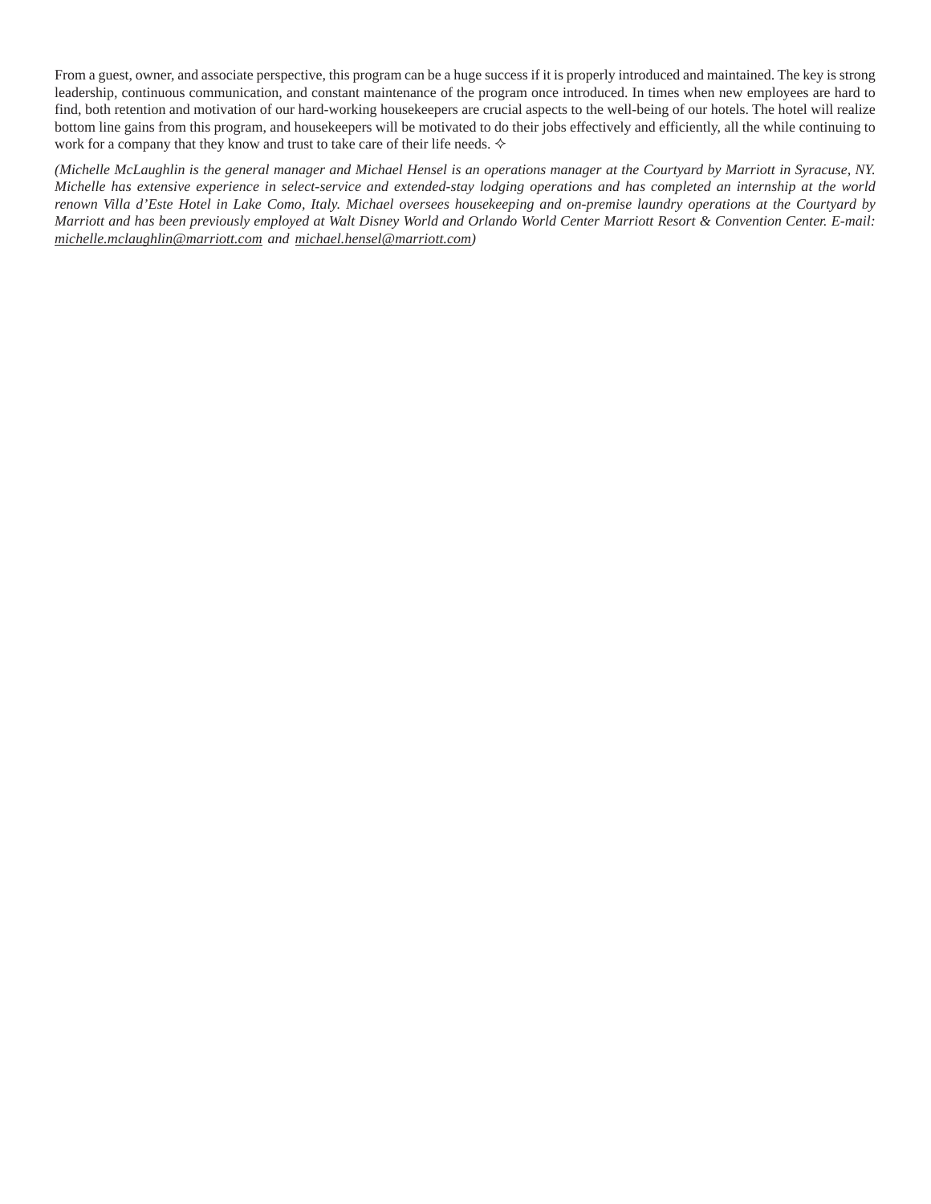From a guest, owner, and associate perspective, this program can be a huge success if it is properly introduced and maintained. The key is strong leadership, continuous communication, and constant maintenance of the program once introduced. In times when new employees are hard to find, both retention and motivation of our hard-working housekeepers are crucial aspects to the well-being of our hotels. The hotel will realize bottom line gains from this program, and housekeepers will be motivated to do their jobs effectively and efficiently, all the while continuing to work for a company that they know and trust to take care of their life needs. ✧

*(Michelle McLaughlin is the general manager and Michael Hensel is an operations manager at the Courtyard by Marriott in Syracuse, NY. Michelle has extensive experience in select-service and extended-stay lodging operations and has completed an internship at the world renown Villa d'Este Hotel in Lake Como, Italy. Michael oversees housekeeping and on-premise laundry operations at the Courtyard by Marriott and has been previously employed at Walt Disney World and Orlando World Center Marriott Resort & Convention Center. E-mail: michelle.mclaughlin@marriott.com and michael.hensel@marriott.com)*